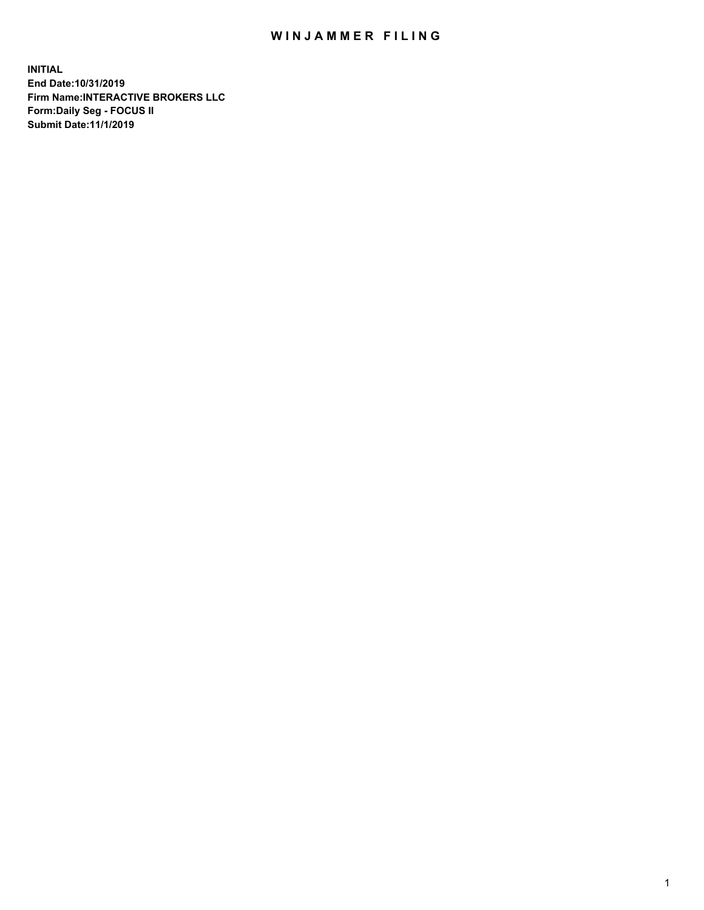# WINJAMMER FILING

**INITIAL**
**End Date:10/31/2019**
**Firm Name:INTERACTIVE BROKERS LLC**
**Form:Daily Seg - FOCUS II**
**Submit Date:11/1/2019**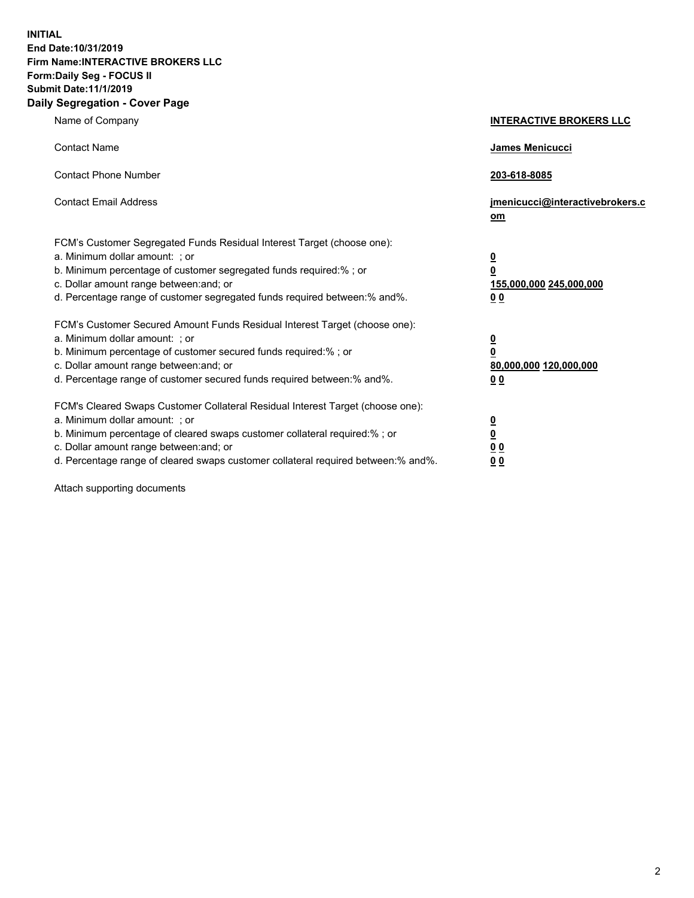**INITIAL**
**End Date:10/31/2019**
**Firm Name:INTERACTIVE BROKERS LLC**
**Form:Daily Seg - FOCUS II**
**Submit Date:11/1/2019**
**Daily Segregation - Cover Page**

| | |
|---|---|
| Name of Company | **INTERACTIVE BROKERS LLC** |
| Contact Name | **James Menicucci** |
| Contact Phone Number | **203-618-8085** |
| Contact Email Address | **jmenicucci@interactivebrokers.com** |

FCM's Customer Segregated Funds Residual Interest Target (choose one):

| | |
|---|---|
| a. Minimum dollar amount: ; or | **0** |
| b. Minimum percentage of customer segregated funds required:% ; or | **0** |
| c. Dollar amount range between:and; or | **155,000,000 245,000,000** |
| d. Percentage range of customer segregated funds required between:% and%. | **0 0** |

FCM's Customer Secured Amount Funds Residual Interest Target (choose one):

| | |
|---|---|
| a. Minimum dollar amount: ; or | **0** |
| b. Minimum percentage of customer secured funds required:% ; or | **0** |
| c. Dollar amount range between:and; or | **80,000,000 120,000,000** |
| d. Percentage range of customer secured funds required between:% and%. | **0 0** |

FCM's Cleared Swaps Customer Collateral Residual Interest Target (choose one):

| | |
|---|---|
| a. Minimum dollar amount: ; or | **0** |
| b. Minimum percentage of cleared swaps customer collateral required:% ; or | **0** |
| c. Dollar amount range between:and; or | **0 0** |
| d. Percentage range of cleared swaps customer collateral required between:% and%. | **0 0** |

Attach supporting documents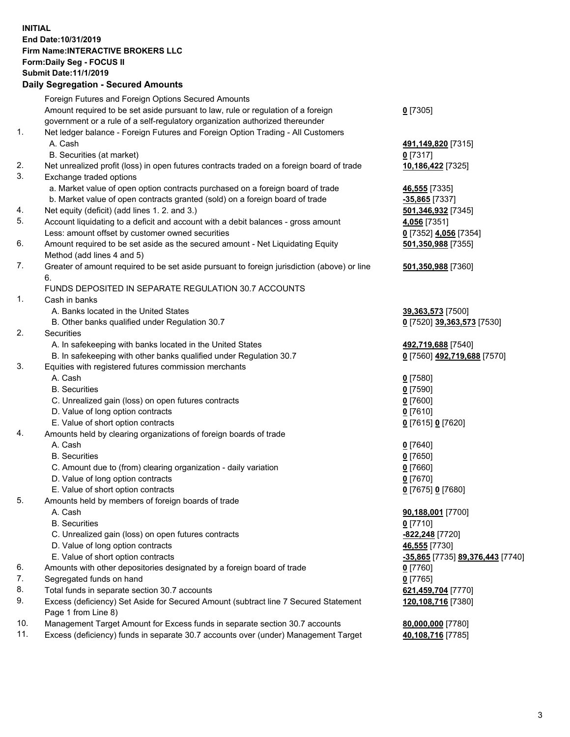**INITIAL**
**End Date:10/31/2019**
**Firm Name:INTERACTIVE BROKERS LLC**
**Form:Daily Seg - FOCUS II**
**Submit Date:11/1/2019**

## Daily Segregation - Secured Amounts

| | | |
|---|---|---|
| | Foreign Futures and Foreign Options Secured Amounts | |
| | Amount required to be set aside pursuant to law, rule or regulation of a foreign government or a rule of a self-regulatory organization authorized thereunder | **0** [7305] |
| 1. | Net ledger balance - Foreign Futures and Foreign Option Trading - All Customers | |
| | A. Cash | **491,149,820** [7315] |
| | B. Securities (at market) | **0** [7317] |
| 2. | Net unrealized profit (loss) in open futures contracts traded on a foreign board of trade | **10,186,422** [7325] |
| 3. | Exchange traded options | |
| | a. Market value of open option contracts purchased on a foreign board of trade | **46,555** [7335] |
| | b. Market value of open contracts granted (sold) on a foreign board of trade | **-35,865** [7337] |
| 4. | Net equity (deficit) (add lines 1. 2. and 3.) | **501,346,932** [7345] |
| 5. | Account liquidating to a deficit and account with a debit balances - gross amount | **4,056** [7351] |
| | Less: amount offset by customer owned securities | **0** [7352] **4,056** [7354] |
| 6. | Amount required to be set aside as the secured amount - Net Liquidating Equity Method (add lines 4 and 5) | **501,350,988** [7355] |
| 7. | Greater of amount required to be set aside pursuant to foreign jurisdiction (above) or line 6. | **501,350,988** [7360] |
| | FUNDS DEPOSITED IN SEPARATE REGULATION 30.7 ACCOUNTS | |
| 1. | Cash in banks | |
| | A. Banks located in the United States | **39,363,573** [7500] |
| | B. Other banks qualified under Regulation 30.7 | **0** [7520] **39,363,573** [7530] |
| 2. | Securities | |
| | A. In safekeeping with banks located in the United States | **492,719,688** [7540] |
| | B. In safekeeping with other banks qualified under Regulation 30.7 | **0** [7560] **492,719,688** [7570] |
| 3. | Equities with registered futures commission merchants | |
| | A. Cash | **0** [7580] |
| | B. Securities | **0** [7590] |
| | C. Unrealized gain (loss) on open futures contracts | **0** [7600] |
| | D. Value of long option contracts | **0** [7610] |
| | E. Value of short option contracts | **0** [7615] **0** [7620] |
| 4. | Amounts held by clearing organizations of foreign boards of trade | |
| | A. Cash | **0** [7640] |
| | B. Securities | **0** [7650] |
| | C. Amount due to (from) clearing organization - daily variation | **0** [7660] |
| | D. Value of long option contracts | **0** [7670] |
| | E. Value of short option contracts | **0** [7675] **0** [7680] |
| 5. | Amounts held by members of foreign boards of trade | |
| | A. Cash | **90,188,001** [7700] |
| | B. Securities | **0** [7710] |
| | C. Unrealized gain (loss) on open futures contracts | **-822,248** [7720] |
| | D. Value of long option contracts | **46,555** [7730] |
| | E. Value of short option contracts | **-35,865** [7735] **89,376,443** [7740] |
| 6. | Amounts with other depositories designated by a foreign board of trade | **0** [7760] |
| 7. | Segregated funds on hand | **0** [7765] |
| 8. | Total funds in separate section 30.7 accounts | **621,459,704** [7770] |
| 9. | Excess (deficiency) Set Aside for Secured Amount (subtract line 7 Secured Statement Page 1 from Line 8) | **120,108,716** [7380] |
| 10. | Management Target Amount for Excess funds in separate section 30.7 accounts | **80,000,000** [7780] |
| 11. | Excess (deficiency) funds in separate 30.7 accounts over (under) Management Target | **40,108,716** [7785] |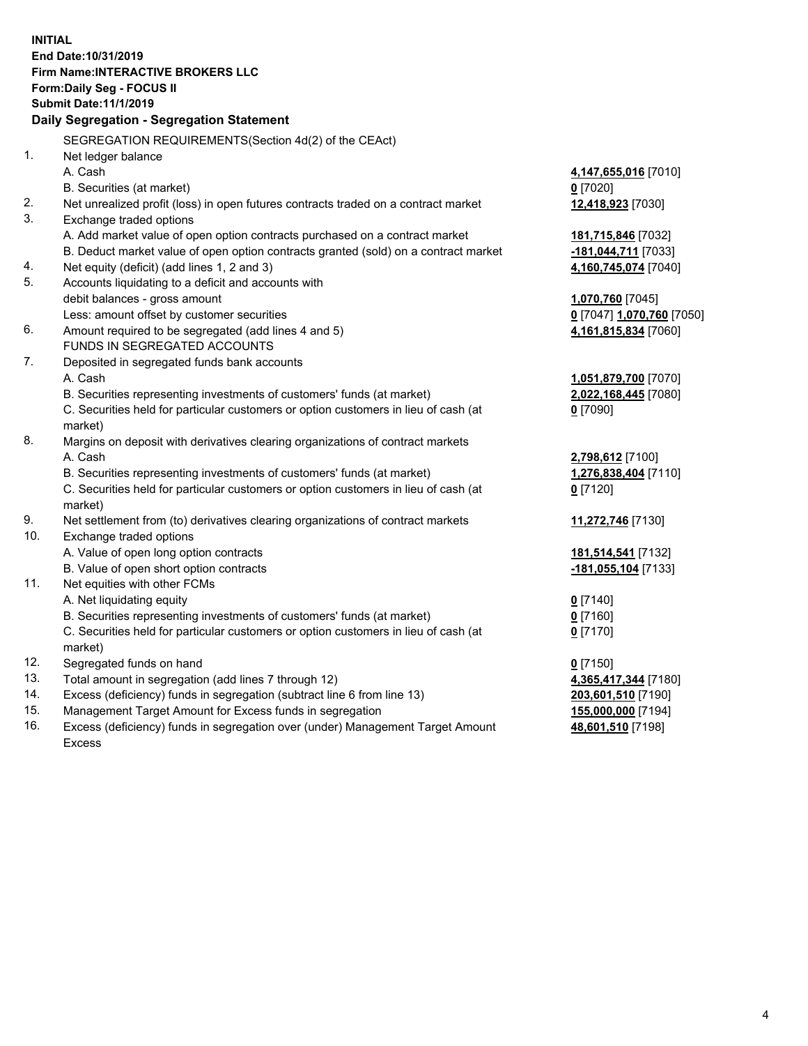**INITIAL**
**End Date:10/31/2019**
**Firm Name:INTERACTIVE BROKERS LLC**
**Form:Daily Seg - FOCUS II**
**Submit Date:11/1/2019**

**Daily Segregation - Segregation Statement**

| | SEGREGATION REQUIREMENTS(Section 4d(2) of the CEAct) | |
|---|---|---|
| 1. | Net ledger balance | |
| | A. Cash | **4,147,655,016** [7010] |
| | B. Securities (at market) | **0** [7020] |
| 2. | Net unrealized profit (loss) in open futures contracts traded on a contract market | **12,418,923** [7030] |
| 3. | Exchange traded options | |
| | A. Add market value of open option contracts purchased on a contract market | **181,715,846** [7032] |
| | B. Deduct market value of open option contracts granted (sold) on a contract market | **-181,044,711** [7033] |
| 4. | Net equity (deficit) (add lines 1, 2 and 3) | **4,160,745,074** [7040] |
| 5. | Accounts liquidating to a deficit and accounts with | |
| | debit balances - gross amount | **1,070,760** [7045] |
| | Less: amount offset by customer securities | **0** [7047] **1,070,760** [7050] |
| 6. | Amount required to be segregated (add lines 4 and 5) | **4,161,815,834** [7060] |
| | FUNDS IN SEGREGATED ACCOUNTS | |
| 7. | Deposited in segregated funds bank accounts | |
| | A. Cash | **1,051,879,700** [7070] |
| | B. Securities representing investments of customers' funds (at market) | **2,022,168,445** [7080] |
| | C. Securities held for particular customers or option customers in lieu of cash (at market) | **0** [7090] |
| 8. | Margins on deposit with derivatives clearing organizations of contract markets | |
| | A. Cash | **2,798,612** [7100] |
| | B. Securities representing investments of customers' funds (at market) | **1,276,838,404** [7110] |
| | C. Securities held for particular customers or option customers in lieu of cash (at market) | **0** [7120] |
| 9. | Net settlement from (to) derivatives clearing organizations of contract markets | **11,272,746** [7130] |
| 10. | Exchange traded options | |
| | A. Value of open long option contracts | **181,514,541** [7132] |
| | B. Value of open short option contracts | **-181,055,104** [7133] |
| 11. | Net equities with other FCMs | |
| | A. Net liquidating equity | **0** [7140] |
| | B. Securities representing investments of customers' funds (at market) | **0** [7160] |
| | C. Securities held for particular customers or option customers in lieu of cash (at market) | **0** [7170] |
| 12. | Segregated funds on hand | **0** [7150] |
| 13. | Total amount in segregation (add lines 7 through 12) | **4,365,417,344** [7180] |
| 14. | Excess (deficiency) funds in segregation (subtract line 6 from line 13) | **203,601,510** [7190] |
| 15. | Management Target Amount for Excess funds in segregation | **155,000,000** [7194] |
| 16. | Excess (deficiency) funds in segregation over (under) Management Target Amount Excess | **48,601,510** [7198] |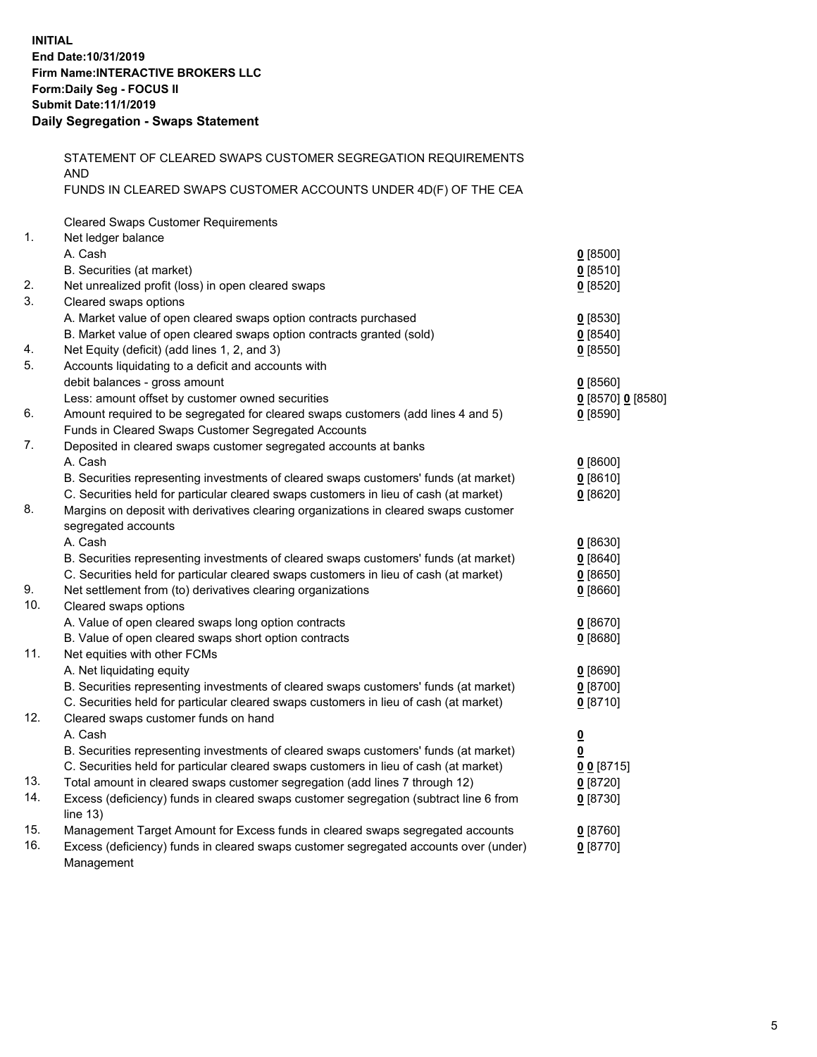**INITIAL**
**End Date:10/31/2019**
**Firm Name:INTERACTIVE BROKERS LLC**
**Form:Daily Seg - FOCUS II**
**Submit Date:11/1/2019**
**Daily Segregation - Swaps Statement**

STATEMENT OF CLEARED SWAPS CUSTOMER SEGREGATION REQUIREMENTS AND FUNDS IN CLEARED SWAPS CUSTOMER ACCOUNTS UNDER 4D(F) OF THE CEA

| | | |
|---|---|---|
| | Cleared Swaps Customer Requirements | |
| 1. | Net ledger balance | |
| | A. Cash | 0 [8500] |
| | B. Securities (at market) | 0 [8510] |
| 2. | Net unrealized profit (loss) in open cleared swaps | 0 [8520] |
| 3. | Cleared swaps options | |
| | A. Market value of open cleared swaps option contracts purchased | 0 [8530] |
| | B. Market value of open cleared swaps option contracts granted (sold) | 0 [8540] |
| 4. | Net Equity (deficit) (add lines 1, 2, and 3) | 0 [8550] |
| 5. | Accounts liquidating to a deficit and accounts with | |
| | debit balances - gross amount | 0 [8560] |
| | Less: amount offset by customer owned securities | 0 [8570] 0 [8580] |
| 6. | Amount required to be segregated for cleared swaps customers (add lines 4 and 5) | 0 [8590] |
| | Funds in Cleared Swaps Customer Segregated Accounts | |
| 7. | Deposited in cleared swaps customer segregated accounts at banks | |
| | A. Cash | 0 [8600] |
| | B. Securities representing investments of cleared swaps customers' funds (at market) | 0 [8610] |
| | C. Securities held for particular cleared swaps customers in lieu of cash (at market) | 0 [8620] |
| 8. | Margins on deposit with derivatives clearing organizations in cleared swaps customer segregated accounts | |
| | A. Cash | 0 [8630] |
| | B. Securities representing investments of cleared swaps customers' funds (at market) | 0 [8640] |
| | C. Securities held for particular cleared swaps customers in lieu of cash (at market) | 0 [8650] |
| 9. | Net settlement from (to) derivatives clearing organizations | 0 [8660] |
| 10. | Cleared swaps options | |
| | A. Value of open cleared swaps long option contracts | 0 [8670] |
| | B. Value of open cleared swaps short option contracts | 0 [8680] |
| 11. | Net equities with other FCMs | |
| | A. Net liquidating equity | 0 [8690] |
| | B. Securities representing investments of cleared swaps customers' funds (at market) | 0 [8700] |
| | C. Securities held for particular cleared swaps customers in lieu of cash (at market) | 0 [8710] |
| 12. | Cleared swaps customer funds on hand | |
| | A. Cash | 0 |
| | B. Securities representing investments of cleared swaps customers' funds (at market) | 0 |
| | C. Securities held for particular cleared swaps customers in lieu of cash (at market) | 0 0 [8715] |
| 13. | Total amount in cleared swaps customer segregation (add lines 7 through 12) | 0 [8720] |
| 14. | Excess (deficiency) funds in cleared swaps customer segregation (subtract line 6 from line 13) | 0 [8730] |
| 15. | Management Target Amount for Excess funds in cleared swaps segregated accounts | 0 [8760] |
| 16. | Excess (deficiency) funds in cleared swaps customer segregated accounts over (under) Management | 0 [8770] |